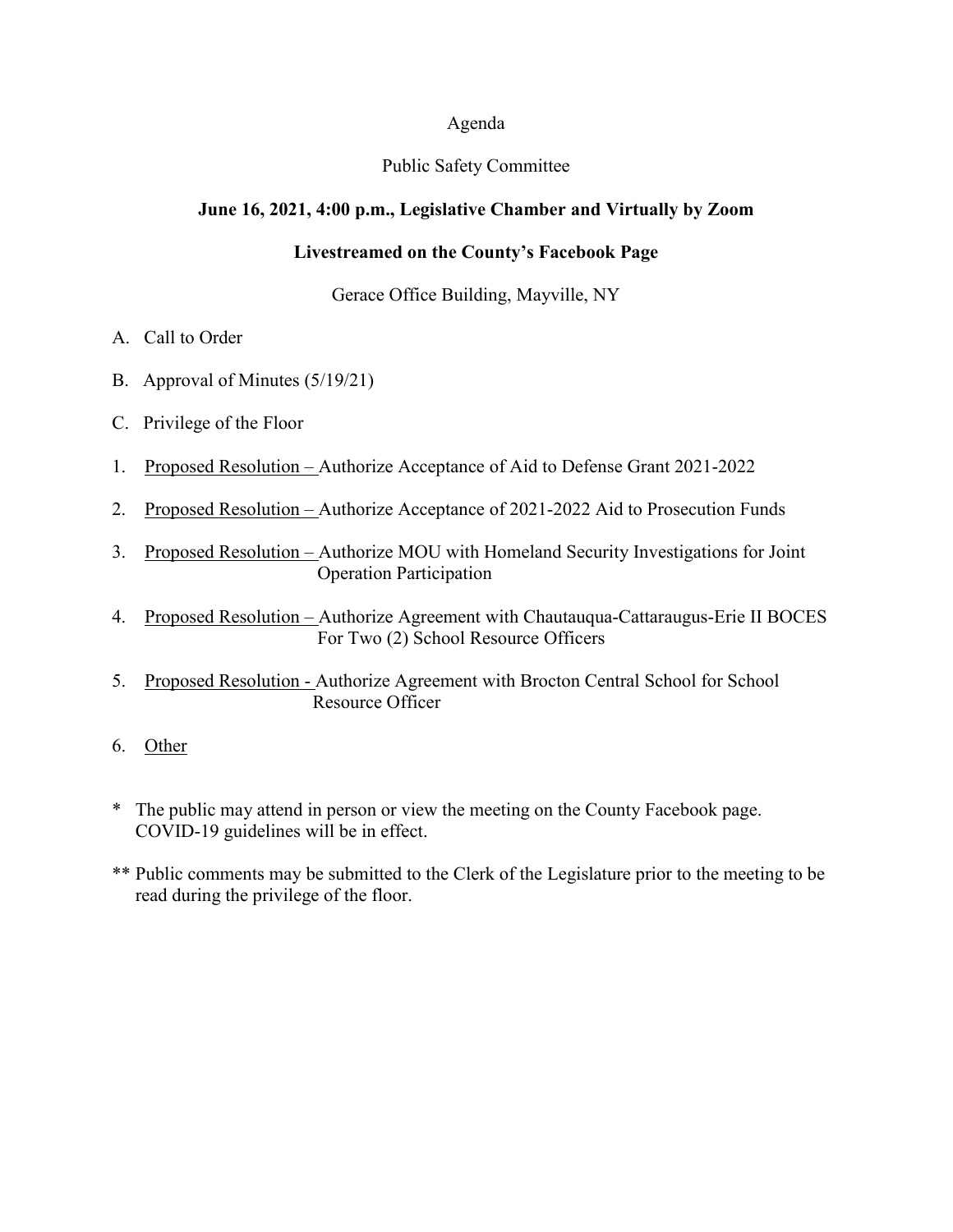Agenda

Public Safety Committee

**June 16, 2021, 4:00 p.m., Legislative Chamber and Virtually by Zoom**

**Livestreamed on the County's Facebook Page**

Gerace Office Building, Mayville, NY

A. Call to Order

B. Approval of Minutes (5/19/21)

C. Privilege of the Floor

1. Proposed Resolution – Authorize Acceptance of Aid to Defense Grant 2021-2022

2. Proposed Resolution – Authorize Acceptance of 2021-2022 Aid to Prosecution Funds

3. Proposed Resolution – Authorize MOU with Homeland Security Investigations for Joint Operation Participation

4. Proposed Resolution – Authorize Agreement with Chautauqua-Cattaraugus-Erie II BOCES For Two (2) School Resource Officers

5. Proposed Resolution - Authorize Agreement with Brocton Central School for School Resource Officer

6. Other

\* The public may attend in person or view the meeting on the County Facebook page. COVID-19 guidelines will be in effect.

\*\* Public comments may be submitted to the Clerk of the Legislature prior to the meeting to be read during the privilege of the floor.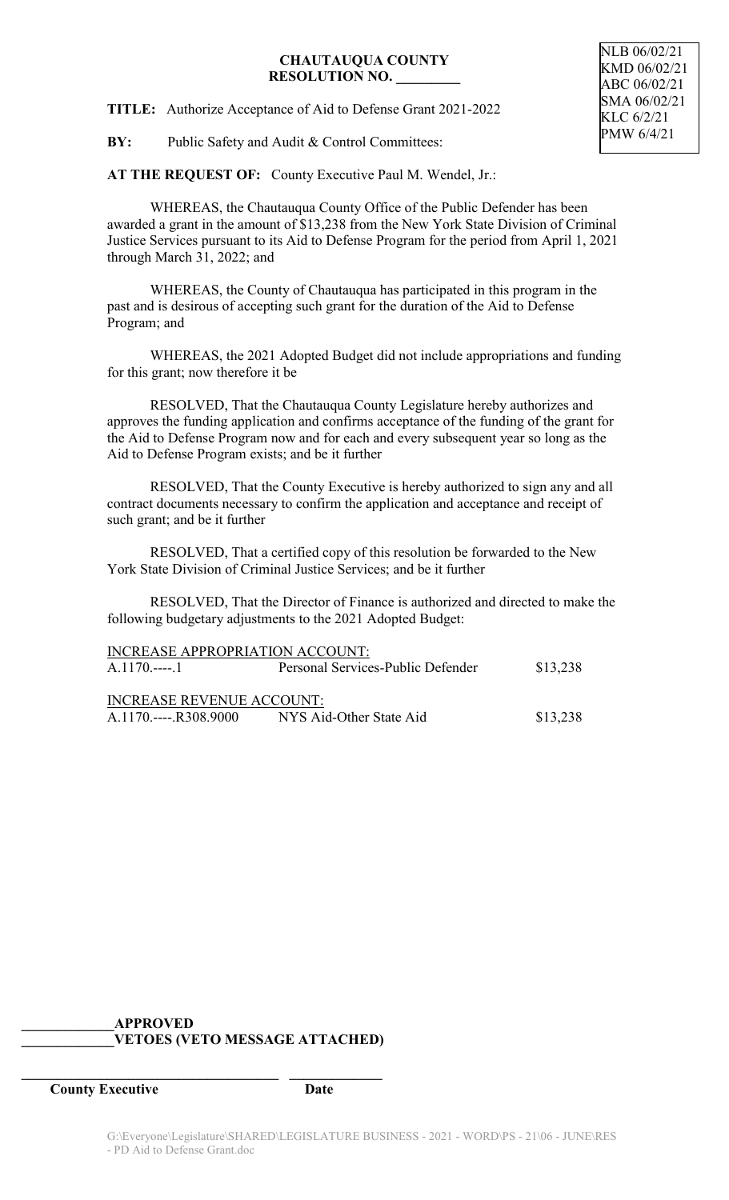NLB 06/02/21
KMD 06/02/21
ABC 06/02/21
SMA 06/02/21
KLC 6/2/21
PMW 6/4/21

**CHAUTAUQUA COUNTY**
**RESOLUTION NO. _________**

**TITLE:** Authorize Acceptance of Aid to Defense Grant 2021-2022

**BY:** Public Safety and Audit & Control Committees:

**AT THE REQUEST OF:** County Executive Paul M. Wendel, Jr.:

WHEREAS, the Chautauqua County Office of the Public Defender has been awarded a grant in the amount of $13,238 from the New York State Division of Criminal Justice Services pursuant to its Aid to Defense Program for the period from April 1, 2021 through March 31, 2022; and

WHEREAS, the County of Chautauqua has participated in this program in the past and is desirous of accepting such grant for the duration of the Aid to Defense Program; and

WHEREAS, the 2021 Adopted Budget did not include appropriations and funding for this grant; now therefore it be

RESOLVED, That the Chautauqua County Legislature hereby authorizes and approves the funding application and confirms acceptance of the funding of the grant for the Aid to Defense Program now and for each and every subsequent year so long as the Aid to Defense Program exists; and be it further

RESOLVED, That the County Executive is hereby authorized to sign any and all contract documents necessary to confirm the application and acceptance and receipt of such grant; and be it further

RESOLVED, That a certified copy of this resolution be forwarded to the New York State Division of Criminal Justice Services; and be it further

RESOLVED, That the Director of Finance is authorized and directed to make the following budgetary adjustments to the 2021 Adopted Budget:

INCREASE APPROPRIATION ACCOUNT:

| | | |
|---|---|---|
| A.1170.----.1 | Personal Services-Public Defender | $13,238 |

INCREASE REVENUE ACCOUNT:

| | | |
|---|---|---|
| A.1170.----.R308.9000 | NYS Aid-Other State Aid | $13,238 |

_____________APPROVED
_____________VETOES (VETO MESSAGE ATTACHED)

___________________________________ _____________
**County Executive** **Date**

G:\Everyone\Legislature\SHARED\LEGISLATURE BUSINESS - 2021 - WORD\PS - 21\06 - JUNE\RES - PD Aid to Defense Grant.doc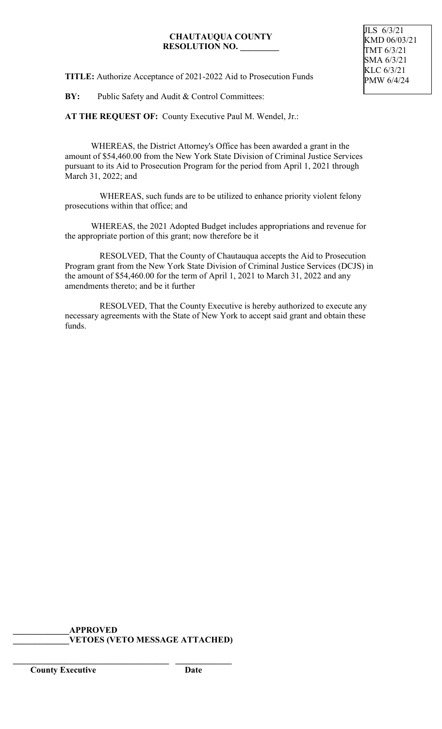**CHAUTAUQUA COUNTY**
**RESOLUTION NO. _________**

JLS 6/3/21
KMD 06/03/21
TMT 6/3/21
SMA 6/3/21
KLC 6/3/21
PMW 6/4/24

**TITLE:** Authorize Acceptance of 2021-2022 Aid to Prosecution Funds

**BY:** Public Safety and Audit & Control Committees:

**AT THE REQUEST OF:** County Executive Paul M. Wendel, Jr.:

WHEREAS, the District Attorney's Office has been awarded a grant in the amount of $54,460.00 from the New York State Division of Criminal Justice Services pursuant to its Aid to Prosecution Program for the period from April 1, 2021 through March 31, 2022; and

WHEREAS, such funds are to be utilized to enhance priority violent felony prosecutions within that office; and

WHEREAS, the 2021 Adopted Budget includes appropriations and revenue for the appropriate portion of this grant; now therefore be it

RESOLVED, That the County of Chautauqua accepts the Aid to Prosecution Program grant from the New York State Division of Criminal Justice Services (DCJS) in the amount of $54,460.00 for the term of April 1, 2021 to March 31, 2022 and any amendments thereto; and be it further

RESOLVED, That the County Executive is hereby authorized to execute any necessary agreements with the State of New York to accept said grant and obtain these funds.

**_____________APPROVED**
**_____________VETOES (VETO MESSAGE ATTACHED)**

**_____________________________________ _____________**
**County Executive Date**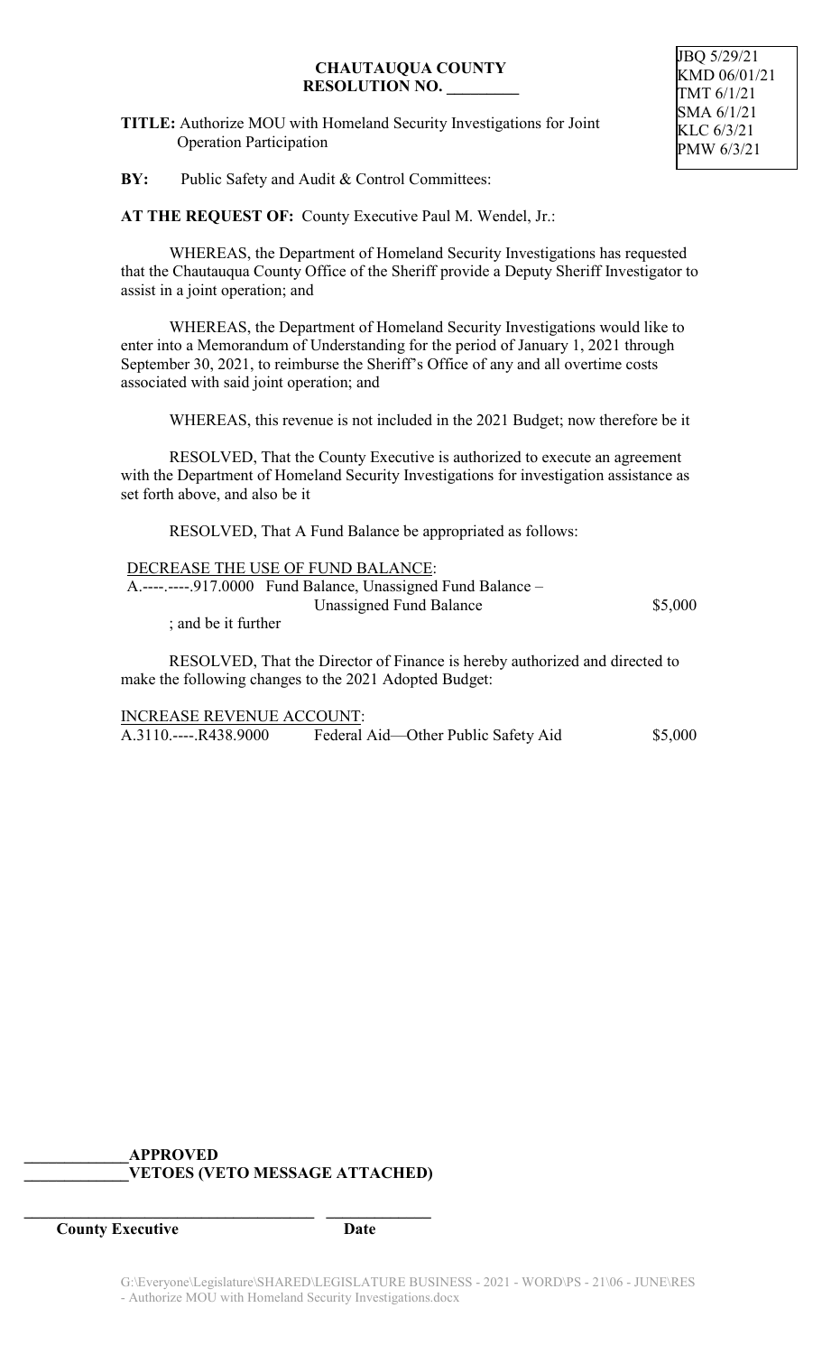JBQ 5/29/21
KMD 06/01/21
TMT 6/1/21
SMA 6/1/21
KLC 6/3/21
PMW 6/3/21

**CHAUTAUQUA COUNTY**
**RESOLUTION NO. _________**

**TITLE:** Authorize MOU with Homeland Security Investigations for Joint Operation Participation

**BY:** Public Safety and Audit & Control Committees:

**AT THE REQUEST OF:** County Executive Paul M. Wendel, Jr.:

WHEREAS, the Department of Homeland Security Investigations has requested that the Chautauqua County Office of the Sheriff provide a Deputy Sheriff Investigator to assist in a joint operation; and

WHEREAS, the Department of Homeland Security Investigations would like to enter into a Memorandum of Understanding for the period of January 1, 2021 through September 30, 2021, to reimburse the Sheriff's Office of any and all overtime costs associated with said joint operation; and

WHEREAS, this revenue is not included in the 2021 Budget; now therefore be it

RESOLVED, That the County Executive is authorized to execute an agreement with the Department of Homeland Security Investigations for investigation assistance as set forth above, and also be it

RESOLVED, That A Fund Balance be appropriated as follows:

DECREASE THE USE OF FUND BALANCE:

| | | |
|---|---|---|
| A.----.-----.917.0000 | Fund Balance, Unassigned Fund Balance – Unassigned Fund Balance | $5,000 |

; and be it further

RESOLVED, That the Director of Finance is hereby authorized and directed to make the following changes to the 2021 Adopted Budget:

INCREASE REVENUE ACCOUNT:

| | | |
|---|---|---|
| A.3110.----.R438.9000 | Federal Aid—Other Public Safety Aid | $5,000 |

_____________**APPROVED**
_____________**VETOES (VETO MESSAGE ATTACHED)**

_____________________________________ _____________
**County Executive** **Date**

G:\Everyone\Legislature\SHARED\LEGISLATURE BUSINESS - 2021 - WORD\PS - 21\06 - JUNE\RES - Authorize MOU with Homeland Security Investigations.docx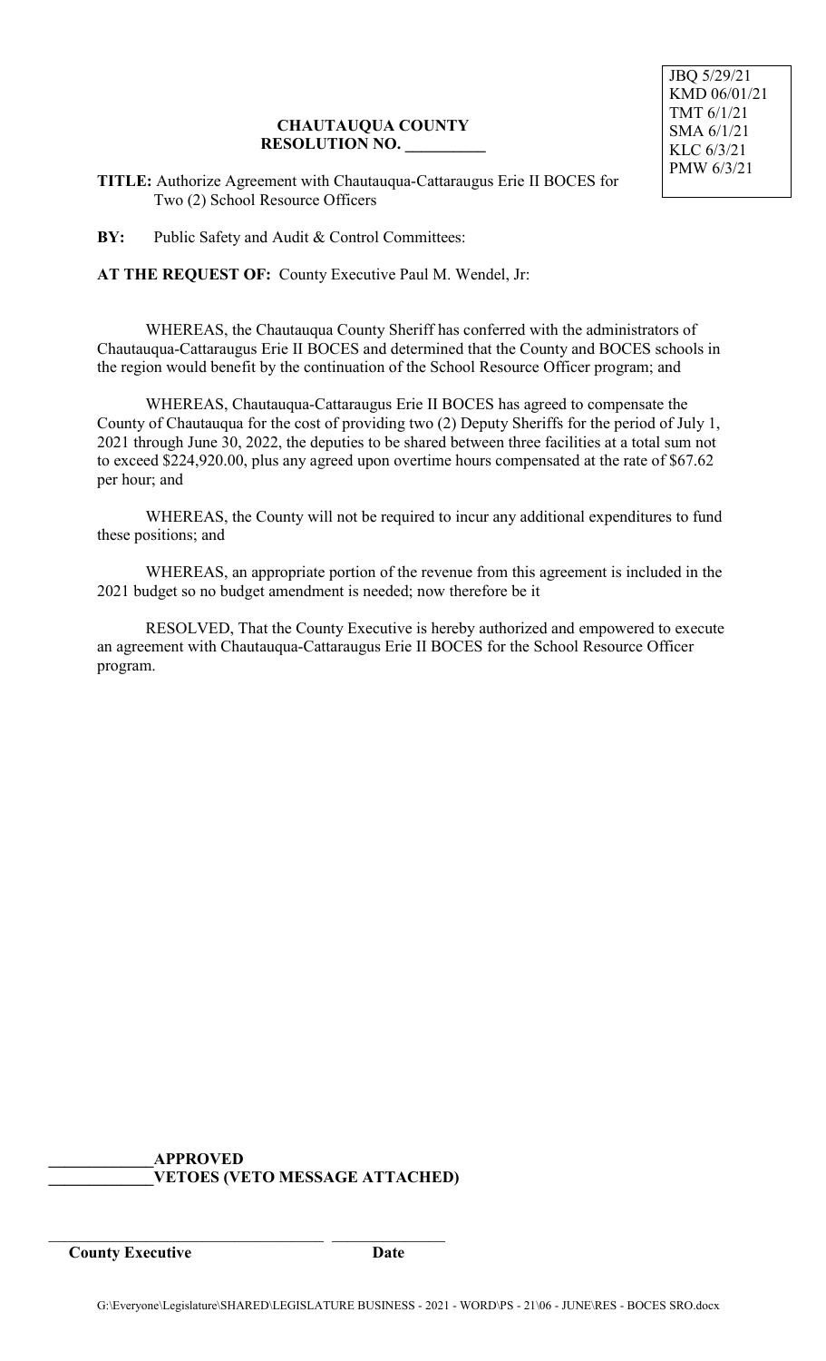JBQ 5/29/21
KMD 06/01/21
TMT 6/1/21
SMA 6/1/21
KLC 6/3/21
PMW 6/3/21

**CHAUTAUQUA COUNTY**
**RESOLUTION NO. __________**

**TITLE:** Authorize Agreement with Chautauqua-Cattaraugus Erie II BOCES for Two (2) School Resource Officers

**BY:** Public Safety and Audit & Control Committees:

**AT THE REQUEST OF:** County Executive Paul M. Wendel, Jr:

WHEREAS, the Chautauqua County Sheriff has conferred with the administrators of Chautauqua-Cattaraugus Erie II BOCES and determined that the County and BOCES schools in the region would benefit by the continuation of the School Resource Officer program; and

WHEREAS, Chautauqua-Cattaraugus Erie II BOCES has agreed to compensate the County of Chautauqua for the cost of providing two (2) Deputy Sheriffs for the period of July 1, 2021 through June 30, 2022, the deputies to be shared between three facilities at a total sum not to exceed $224,920.00, plus any agreed upon overtime hours compensated at the rate of $67.62 per hour; and

WHEREAS, the County will not be required to incur any additional expenditures to fund these positions; and

WHEREAS, an appropriate portion of the revenue from this agreement is included in the 2021 budget so no budget amendment is needed; now therefore be it

RESOLVED, That the County Executive is hereby authorized and empowered to execute an agreement with Chautauqua-Cattaraugus Erie II BOCES for the School Resource Officer program.

_____________**APPROVED**
_____________**VETOES (VETO MESSAGE ATTACHED)**

___________________________________ _______________
**County Executive** **Date**

G:\Everyone\Legislature\SHARED\LEGISLATURE BUSINESS - 2021 - WORD\PS - 21\06 - JUNE\RES - BOCES SRO.docx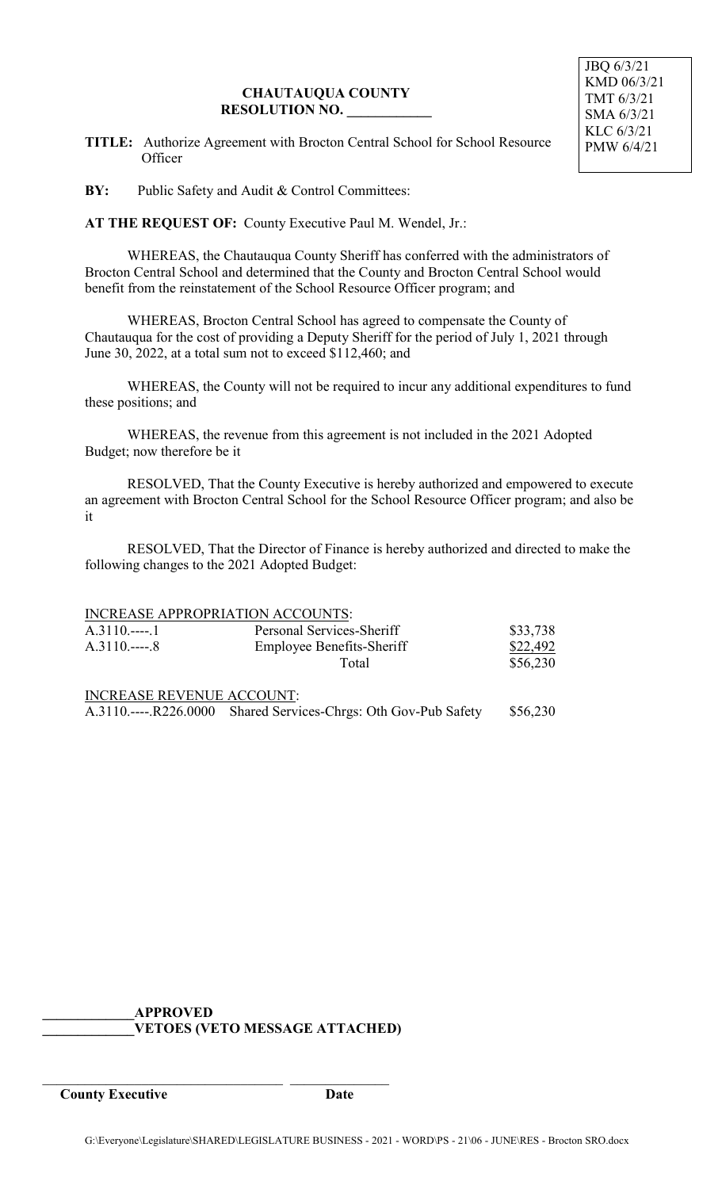JBQ 6/3/21
KMD 06/3/21
TMT 6/3/21
SMA 6/3/21
KLC 6/3/21
PMW 6/4/21

**CHAUTAUQUA COUNTY**
**RESOLUTION NO. ____________**

**TITLE:** Authorize Agreement with Brocton Central School for School Resource Officer

**BY:** Public Safety and Audit & Control Committees:

**AT THE REQUEST OF:** County Executive Paul M. Wendel, Jr.:

WHEREAS, the Chautauqua County Sheriff has conferred with the administrators of Brocton Central School and determined that the County and Brocton Central School would benefit from the reinstatement of the School Resource Officer program; and

WHEREAS, Brocton Central School has agreed to compensate the County of Chautauqua for the cost of providing a Deputy Sheriff for the period of July 1, 2021 through June 30, 2022, at a total sum not to exceed $112,460; and

WHEREAS, the County will not be required to incur any additional expenditures to fund these positions; and

WHEREAS, the revenue from this agreement is not included in the 2021 Adopted Budget; now therefore be it

RESOLVED, That the County Executive is hereby authorized and empowered to execute an agreement with Brocton Central School for the School Resource Officer program; and also be it

RESOLVED, That the Director of Finance is hereby authorized and directed to make the following changes to the 2021 Adopted Budget:

INCREASE APPROPRIATION ACCOUNTS:

| | | |
|---|---|---|
| A.3110.----.1 | Personal Services-Sheriff | $33,738 |
| A.3110.----.8 | Employee Benefits-Sheriff | $22,492 |
| | Total | $56,230 |

INCREASE REVENUE ACCOUNT:

| | | |
|---|---|---|
| A.3110.----.R226.0000 | Shared Services-Chrgs: Oth Gov-Pub Safety | $56,230 |

_____________**APPROVED**
_____________**VETOES (VETO MESSAGE ATTACHED)**

___________________________________ _______________
**County Executive** **Date**

G:\Everyone\Legislature\SHARED\LEGISLATURE BUSINESS - 2021 - WORD\PS - 21\06 - JUNE\RES - Brocton SRO.docx